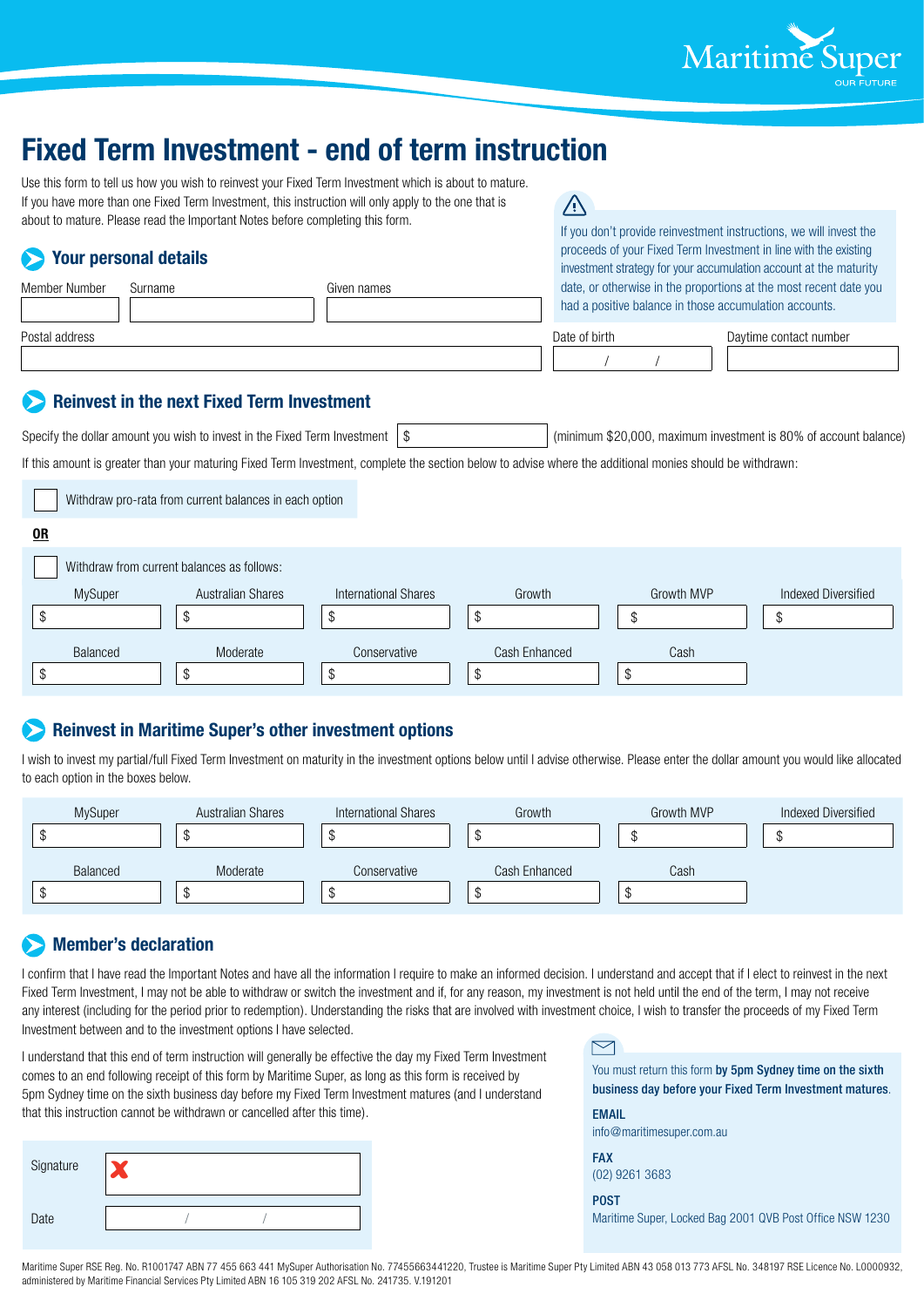# Fixed Term Investment - end of term instruction

Use this form to tell us how you wish to reinvest your Fixed Term Investment which is about to mature. If you have more than one Fixed Term Investment, this instruction will only apply to the one that is about to mature. Please read the Important Notes before completing this form.

> If you don't provide reinvestment instructions, we will invest the proceeds of your Fixed Term Investment in line with the existing investment strategy for your accumulation account at the maturity date, or otherwise in the proportions at the most recent date you had a positive balance in those accumulation accounts.

## Your personal details

| Member Number | Surname | Given names |
|---|---|---|
| | | |

| Postal address | Date of birth | Daytime contact number |
|---|---|---|
| | / / | |

## Reinvest in the next Fixed Term Investment

Specify the dollar amount you wish to invest in the Fixed Term Investment $ ______ (minimum $20,000, maximum investment is 80% of account balance)

If this amount is greater than your maturing Fixed Term Investment, complete the section below to advise where the additional monies should be withdrawn:

☐ Withdraw pro-rata from current balances in each option

**OR**

☐ Withdraw from current balances as follows:

| MySuper | Australian Shares | International Shares | Growth | Growth MVP | Indexed Diversified |
|---|---|---|---|---|---|
| $ | $ | $ | $ | $ | $ |
| **Balanced** | **Moderate** | **Conservative** | **Cash Enhanced** | **Cash** | |
| $ | $ | $ | $ | $ | |

## Reinvest in Maritime Super's other investment options

I wish to invest my partial/full Fixed Term Investment on maturity in the investment options below until I advise otherwise. Please enter the dollar amount you would like allocated to each option in the boxes below.

| MySuper | Australian Shares | International Shares | Growth | Growth MVP | Indexed Diversified |
|---|---|---|---|---|---|
| $ | $ | $ | $ | $ | $ |
| **Balanced** | **Moderate** | **Conservative** | **Cash Enhanced** | **Cash** | |
| $ | $ | $ | $ | $ | |

## Member's declaration

I confirm that I have read the Important Notes and have all the information I require to make an informed decision. I understand and accept that if I elect to reinvest in the next Fixed Term Investment, I may not be able to withdraw or switch the investment and if, for any reason, my investment is not held until the end of the term, I may not receive any interest (including for the period prior to redemption). Understanding the risks that are involved with investment choice, I wish to transfer the proceeds of my Fixed Term Investment between and to the investment options I have selected.

I understand that this end of term instruction will generally be effective the day my Fixed Term Investment comes to an end following receipt of this form by Maritime Super, as long as this form is received by 5pm Sydney time on the sixth business day before my Fixed Term Investment matures (and I understand that this instruction cannot be withdrawn or cancelled after this time).

Signature ✗ ______

Date / /

> You must return this form **by 5pm Sydney time on the sixth business day before your Fixed Term Investment matures**.
>
> **EMAIL**
> info@maritimesuper.com.au
>
> **FAX**
> (02) 9261 3683
>
> **POST**
> Maritime Super, Locked Bag 2001 QVB Post Office NSW 1230

Maritime Super RSE Reg. No. R1001747 ABN 77 455 663 441 MySuper Authorisation No. 77455663441220, Trustee is Maritime Super Pty Limited ABN 43 058 013 773 AFSL No. 348197 RSE Licence No. L0000932, administered by Maritime Financial Services Pty Limited ABN 16 105 319 202 AFSL No. 241735. V.191201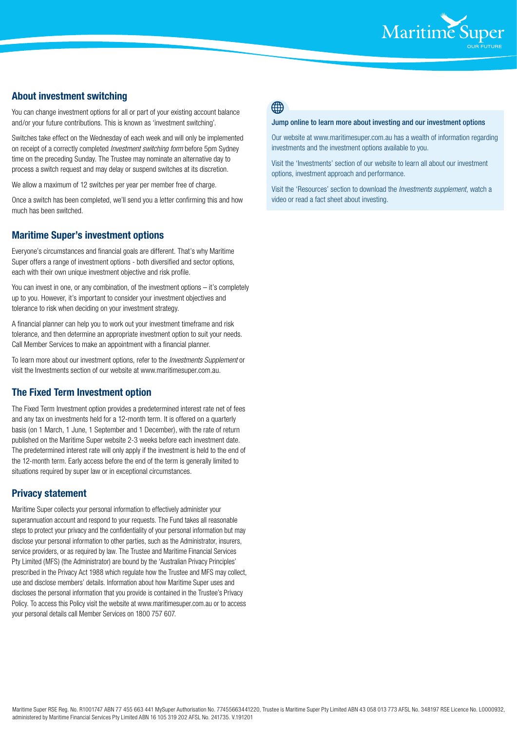## About investment switching

You can change investment options for all or part of your existing account balance and/or your future contributions. This is known as 'investment switching'.

Switches take effect on the Wednesday of each week and will only be implemented on receipt of a correctly completed *Investment switching form* before 5pm Sydney time on the preceding Sunday. The Trustee may nominate an alternative day to process a switch request and may delay or suspend switches at its discretion.

We allow a maximum of 12 switches per year per member free of charge.

Once a switch has been completed, we'll send you a letter confirming this and how much has been switched.

## Maritime Super's investment options

Everyone's circumstances and financial goals are different. That's why Maritime Super offers a range of investment options - both diversified and sector options, each with their own unique investment objective and risk profile.

You can invest in one, or any combination, of the investment options – it's completely up to you. However, it's important to consider your investment objectives and tolerance to risk when deciding on your investment strategy.

A financial planner can help you to work out your investment timeframe and risk tolerance, and then determine an appropriate investment option to suit your needs. Call Member Services to make an appointment with a financial planner.

To learn more about our investment options, refer to the *Investments Supplement* or visit the Investments section of our website at www.maritimesuper.com.au.

## The Fixed Term Investment option

The Fixed Term Investment option provides a predetermined interest rate net of fees and any tax on investments held for a 12-month term. It is offered on a quarterly basis (on 1 March, 1 June, 1 September and 1 December), with the rate of return published on the Maritime Super website 2-3 weeks before each investment date. The predetermined interest rate will only apply if the investment is held to the end of the 12-month term. Early access before the end of the term is generally limited to situations required by super law or in exceptional circumstances.

## Privacy statement

Maritime Super collects your personal information to effectively administer your superannuation account and respond to your requests. The Fund takes all reasonable steps to protect your privacy and the confidentiality of your personal information but may disclose your personal information to other parties, such as the Administrator, insurers, service providers, or as required by law. The Trustee and Maritime Financial Services Pty Limited (MFS) (the Administrator) are bound by the 'Australian Privacy Principles' prescribed in the Privacy Act 1988 which regulate how the Trustee and MFS may collect, use and disclose members' details. Information about how Maritime Super uses and discloses the personal information that you provide is contained in the Trustee's Privacy Policy. To access this Policy visit the website at www.maritimesuper.com.au or to access your personal details call Member Services on 1800 757 607.

**Jump online to learn more about investing and our investment options**

Our website at www.maritimesuper.com.au has a wealth of information regarding investments and the investment options available to you.

Visit the 'Investments' section of our website to learn all about our investment options, investment approach and performance.

Visit the 'Resources' section to download the *Investments supplement*, watch a video or read a fact sheet about investing.

Maritime Super RSE Reg. No. R1001747 ABN 77 455 663 441 MySuper Authorisation No. 77455663441220, Trustee is Maritime Super Pty Limited ABN 43 058 013 773 AFSL No. 348197 RSE Licence No. L0000932, administered by Maritime Financial Services Pty Limited ABN 16 105 319 202 AFSL No. 241735. V.191201